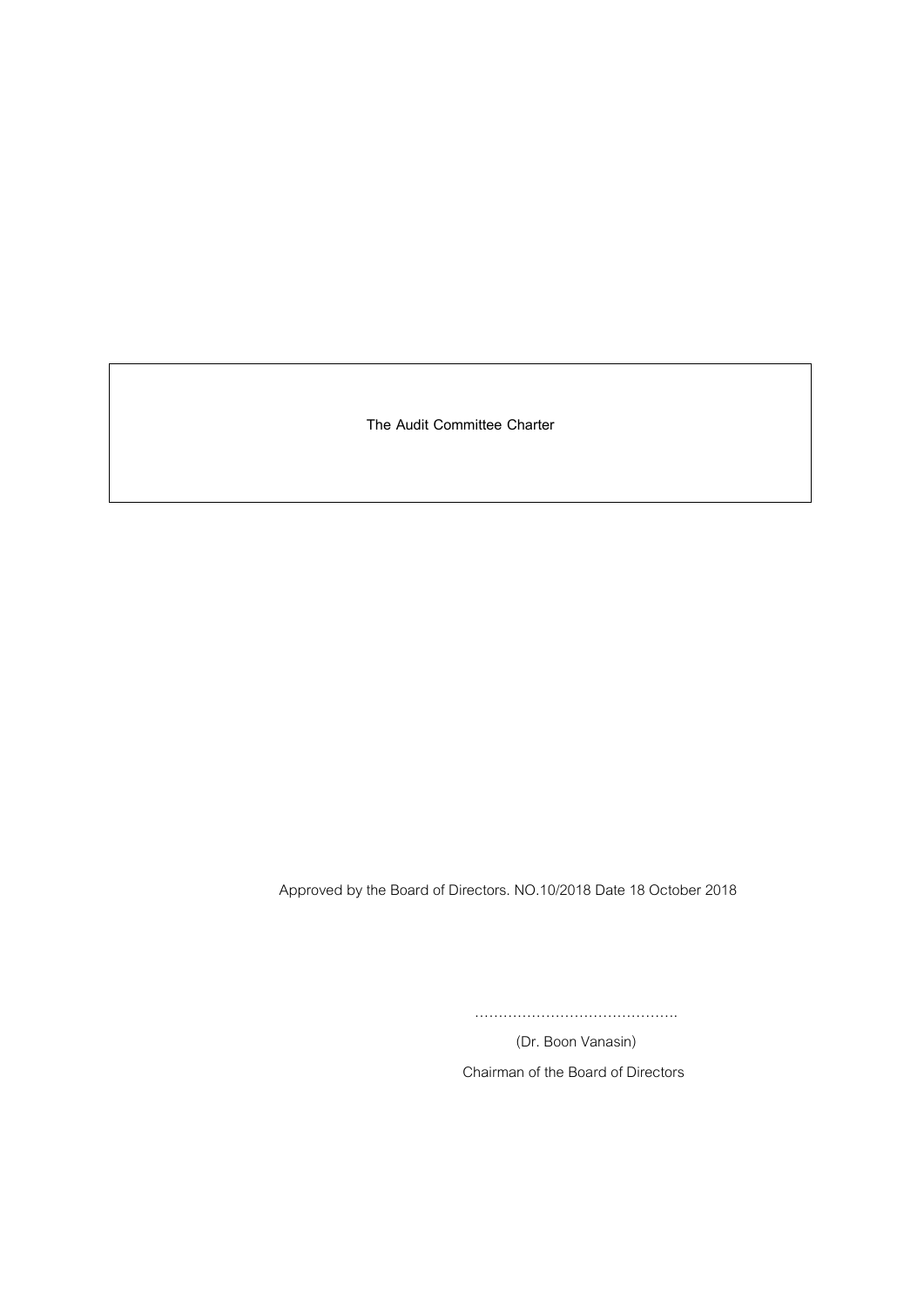# The Audit Committee Charter

Approved by the Board of Directors. NO.10/2018 Date 18 October 2018

…………………………………….

(Dr. Boon Vanasin)

Chairman of the Board of Directors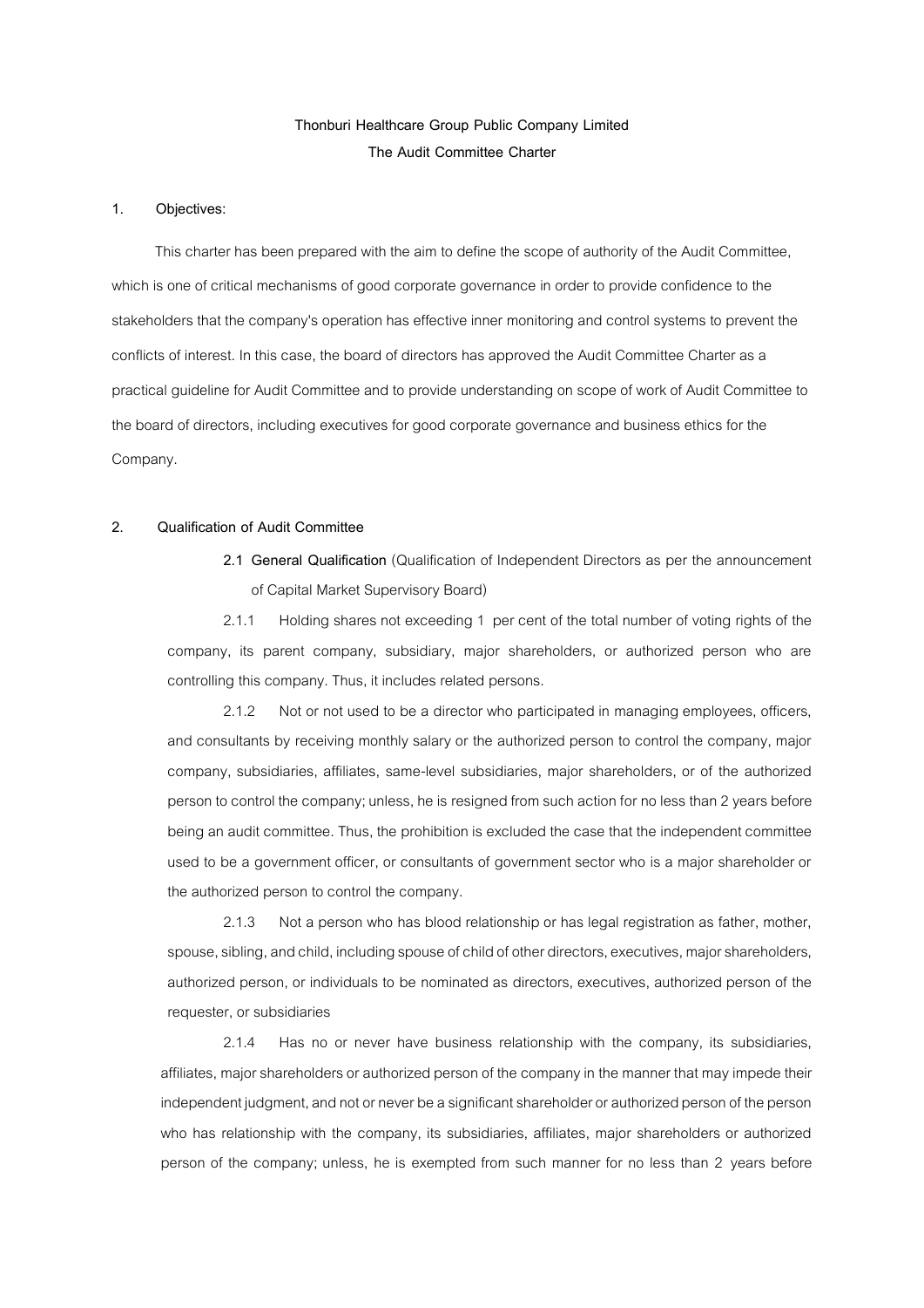**Thonburi Healthcare Group Public Company Limited**
**The Audit Committee Charter**

**1. Objectives:**

This charter has been prepared with the aim to define the scope of authority of the Audit Committee, which is one of critical mechanisms of good corporate governance in order to provide confidence to the stakeholders that the company's operation has effective inner monitoring and control systems to prevent the conflicts of interest. In this case, the board of directors has approved the Audit Committee Charter as a practical guideline for Audit Committee and to provide understanding on scope of work of Audit Committee to the board of directors, including executives for good corporate governance and business ethics for the Company.

**2. Qualification of Audit Committee**

**2.1 General Qualification** (Qualification of Independent Directors as per the announcement of Capital Market Supervisory Board)

2.1.1 Holding shares not exceeding 1 per cent of the total number of voting rights of the company, its parent company, subsidiary, major shareholders, or authorized person who are controlling this company. Thus, it includes related persons.

2.1.2 Not or not used to be a director who participated in managing employees, officers, and consultants by receiving monthly salary or the authorized person to control the company, major company, subsidiaries, affiliates, same-level subsidiaries, major shareholders, or of the authorized person to control the company; unless, he is resigned from such action for no less than 2 years before being an audit committee. Thus, the prohibition is excluded the case that the independent committee used to be a government officer, or consultants of government sector who is a major shareholder or the authorized person to control the company.

2.1.3 Not a person who has blood relationship or has legal registration as father, mother, spouse, sibling, and child, including spouse of child of other directors, executives, major shareholders, authorized person, or individuals to be nominated as directors, executives, authorized person of the requester, or subsidiaries

2.1.4 Has no or never have business relationship with the company, its subsidiaries, affiliates, major shareholders or authorized person of the company in the manner that may impede their independent judgment, and not or never be a significant shareholder or authorized person of the person who has relationship with the company, its subsidiaries, affiliates, major shareholders or authorized person of the company; unless, he is exempted from such manner for no less than 2 years before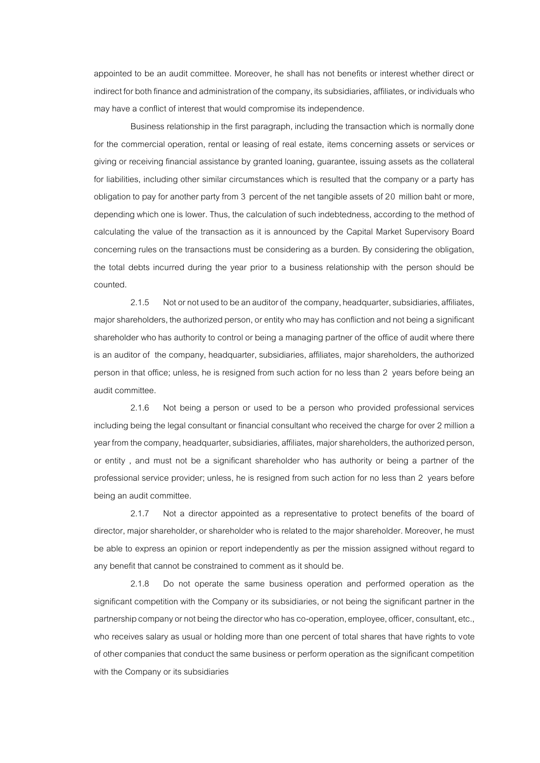appointed to be an audit committee. Moreover, he shall has not benefits or interest whether direct or indirect for both finance and administration of the company, its subsidiaries, affiliates, or individuals who may have a conflict of interest that would compromise its independence.

Business relationship in the first paragraph, including the transaction which is normally done for the commercial operation, rental or leasing of real estate, items concerning assets or services or giving or receiving financial assistance by granted loaning, guarantee, issuing assets as the collateral for liabilities, including other similar circumstances which is resulted that the company or a party has obligation to pay for another party from 3 percent of the net tangible assets of 20 million baht or more, depending which one is lower. Thus, the calculation of such indebtedness, according to the method of calculating the value of the transaction as it is announced by the Capital Market Supervisory Board concerning rules on the transactions must be considering as a burden. By considering the obligation, the total debts incurred during the year prior to a business relationship with the person should be counted.

2.1.5 Not or not used to be an auditor of the company, headquarter, subsidiaries, affiliates, major shareholders, the authorized person, or entity who may has confliction and not being a significant shareholder who has authority to control or being a managing partner of the office of audit where there is an auditor of the company, headquarter, subsidiaries, affiliates, major shareholders, the authorized person in that office; unless, he is resigned from such action for no less than 2 years before being an audit committee.

2.1.6 Not being a person or used to be a person who provided professional services including being the legal consultant or financial consultant who received the charge for over 2 million a year from the company, headquarter, subsidiaries, affiliates, major shareholders, the authorized person, or entity , and must not be a significant shareholder who has authority or being a partner of the professional service provider; unless, he is resigned from such action for no less than 2 years before being an audit committee.

2.1.7 Not a director appointed as a representative to protect benefits of the board of director, major shareholder, or shareholder who is related to the major shareholder. Moreover, he must be able to express an opinion or report independently as per the mission assigned without regard to any benefit that cannot be constrained to comment as it should be.

2.1.8 Do not operate the same business operation and performed operation as the significant competition with the Company or its subsidiaries, or not being the significant partner in the partnership company or not being the director who has co-operation, employee, officer, consultant, etc., who receives salary as usual or holding more than one percent of total shares that have rights to vote of other companies that conduct the same business or perform operation as the significant competition with the Company or its subsidiaries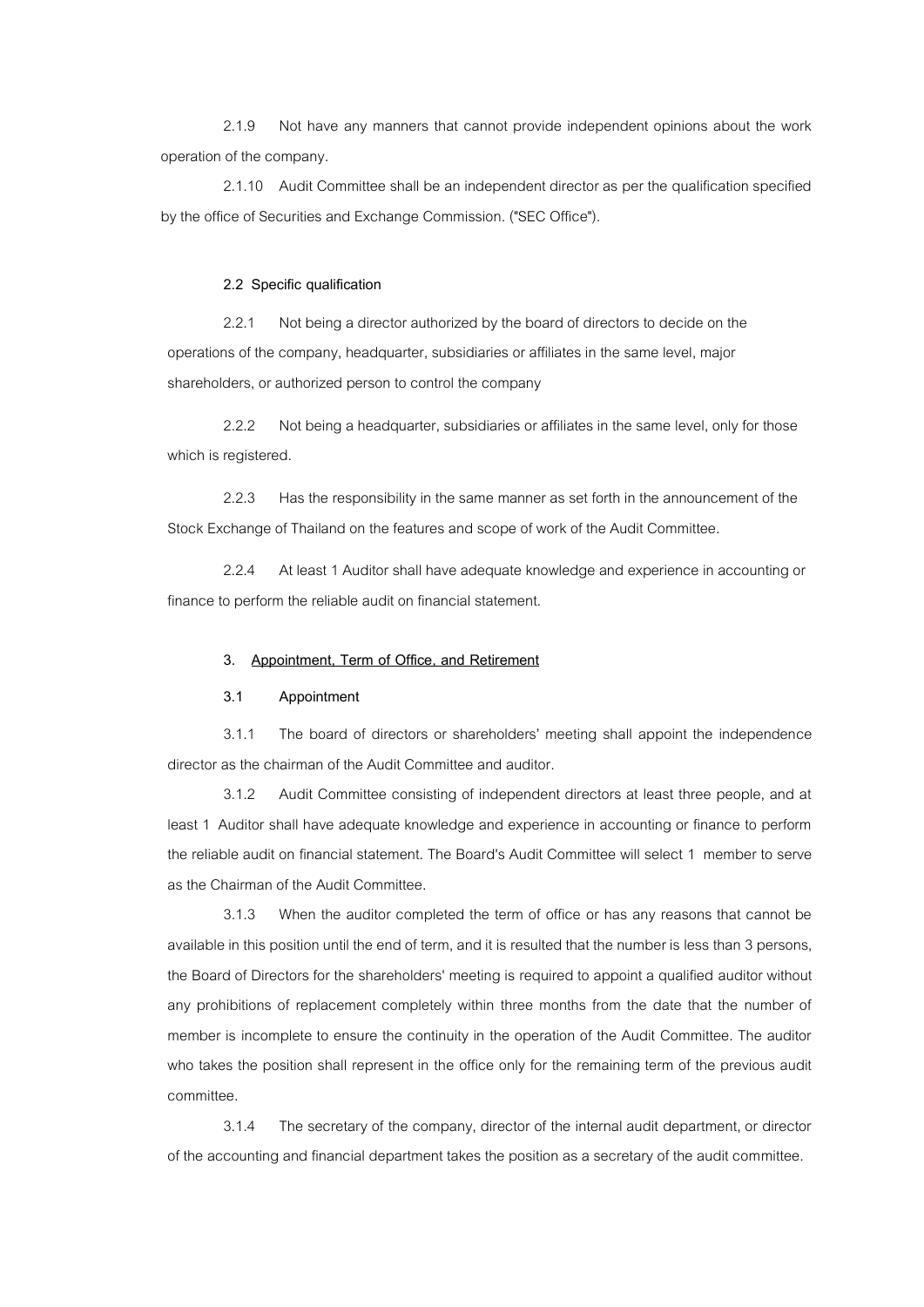2.1.9 Not have any manners that cannot provide independent opinions about the work operation of the company.

2.1.10 Audit Committee shall be an independent director as per the qualification specified by the office of Securities and Exchange Commission. ("SEC Office").

**2.2 Specific qualification**

2.2.1 Not being a director authorized by the board of directors to decide on the operations of the company, headquarter, subsidiaries or affiliates in the same level, major shareholders, or authorized person to control the company

2.2.2 Not being a headquarter, subsidiaries or affiliates in the same level, only for those which is registered.

2.2.3 Has the responsibility in the same manner as set forth in the announcement of the Stock Exchange of Thailand on the features and scope of work of the Audit Committee.

2.2.4 At least 1 Auditor shall have adequate knowledge and experience in accounting or finance to perform the reliable audit on financial statement.

**3. <u>Appointment, Term of Office, and Retirement</u>**

**3.1 Appointment**

3.1.1 The board of directors or shareholders' meeting shall appoint the independence director as the chairman of the Audit Committee and auditor.

3.1.2 Audit Committee consisting of independent directors at least three people, and at least 1 Auditor shall have adequate knowledge and experience in accounting or finance to perform the reliable audit on financial statement. The Board's Audit Committee will select 1 member to serve as the Chairman of the Audit Committee.

3.1.3 When the auditor completed the term of office or has any reasons that cannot be available in this position until the end of term, and it is resulted that the number is less than 3 persons, the Board of Directors for the shareholders' meeting is required to appoint a qualified auditor without any prohibitions of replacement completely within three months from the date that the number of member is incomplete to ensure the continuity in the operation of the Audit Committee. The auditor who takes the position shall represent in the office only for the remaining term of the previous audit committee.

3.1.4 The secretary of the company, director of the internal audit department, or director of the accounting and financial department takes the position as a secretary of the audit committee.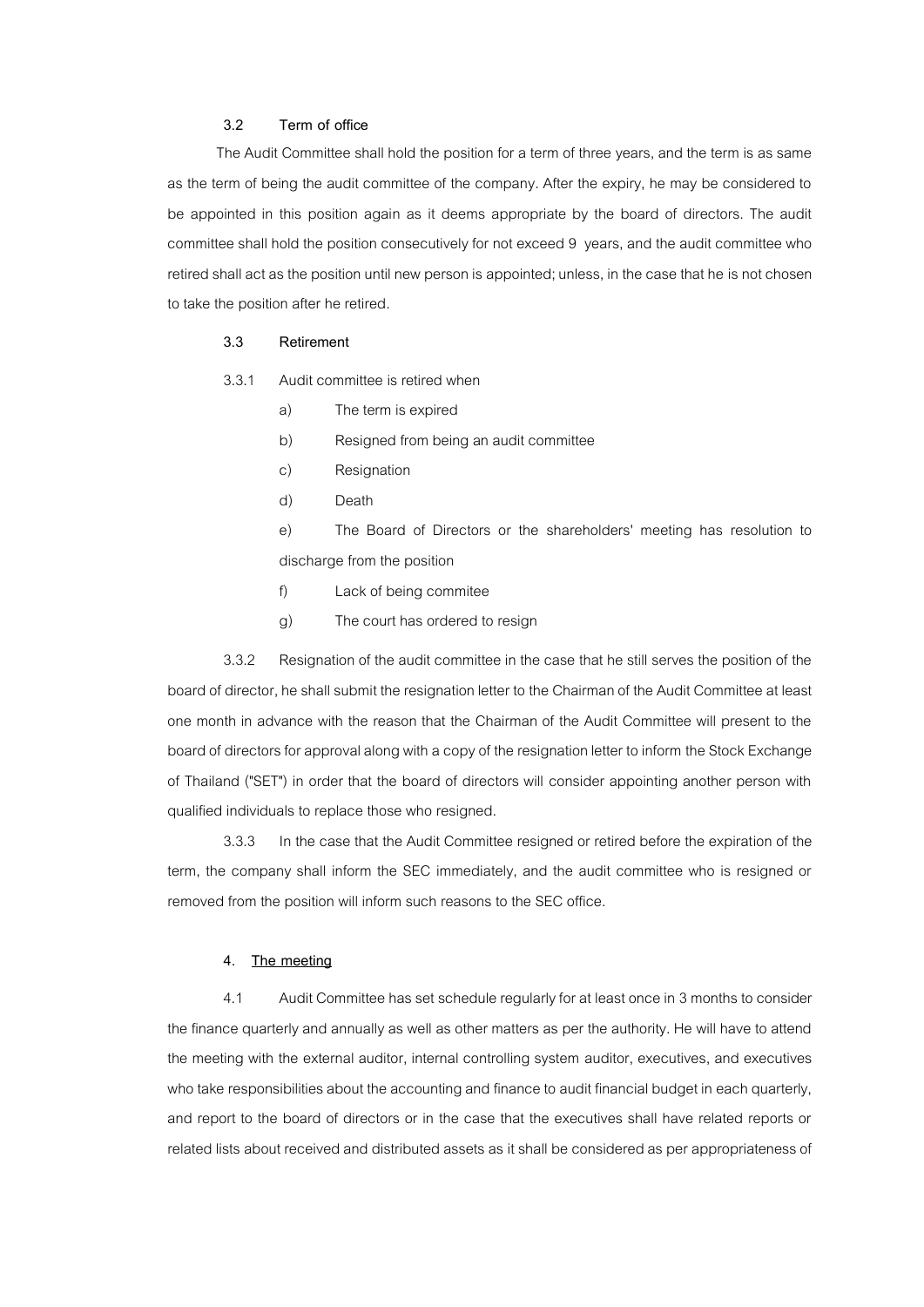### 3.2 Term of office

The Audit Committee shall hold the position for a term of three years, and the term is as same as the term of being the audit committee of the company. After the expiry, he may be considered to be appointed in this position again as it deems appropriate by the board of directors. The audit committee shall hold the position consecutively for not exceed 9 years, and the audit committee who retired shall act as the position until new person is appointed; unless, in the case that he is not chosen to take the position after he retired.

### 3.3 Retirement

3.3.1 Audit committee is retired when

a) The term is expired

b) Resigned from being an audit committee

c) Resignation

d) Death

e) The Board of Directors or the shareholders' meeting has resolution to discharge from the position

f) Lack of being commitee

g) The court has ordered to resign

3.3.2 Resignation of the audit committee in the case that he still serves the position of the board of director, he shall submit the resignation letter to the Chairman of the Audit Committee at least one month in advance with the reason that the Chairman of the Audit Committee will present to the board of directors for approval along with a copy of the resignation letter to inform the Stock Exchange of Thailand ("SET") in order that the board of directors will consider appointing another person with qualified individuals to replace those who resigned.

3.3.3 In the case that the Audit Committee resigned or retired before the expiration of the term, the company shall inform the SEC immediately, and the audit committee who is resigned or removed from the position will inform such reasons to the SEC office.

## 4. The meeting

4.1 Audit Committee has set schedule regularly for at least once in 3 months to consider the finance quarterly and annually as well as other matters as per the authority. He will have to attend the meeting with the external auditor, internal controlling system auditor, executives, and executives who take responsibilities about the accounting and finance to audit financial budget in each quarterly, and report to the board of directors or in the case that the executives shall have related reports or related lists about received and distributed assets as it shall be considered as per appropriateness of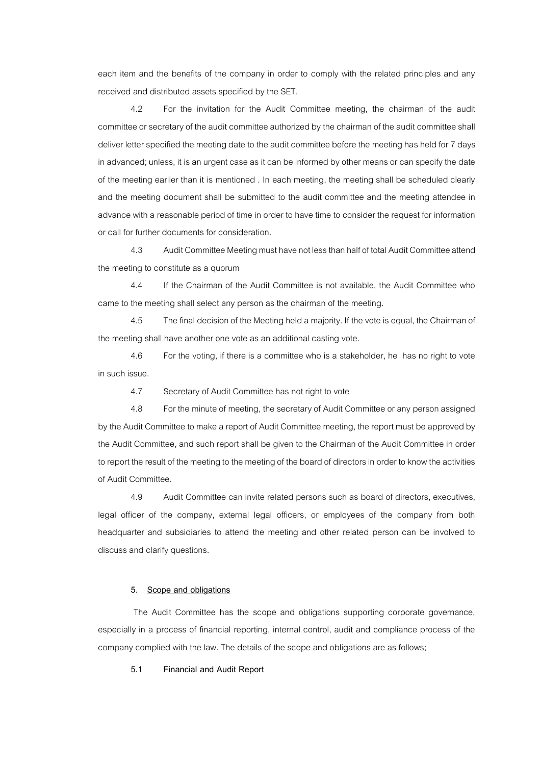each item and the benefits of the company in order to comply with the related principles and any received and distributed assets specified by the SET.

4.2 For the invitation for the Audit Committee meeting, the chairman of the audit committee or secretary of the audit committee authorized by the chairman of the audit committee shall deliver letter specified the meeting date to the audit committee before the meeting has held for 7 days in advanced; unless, it is an urgent case as it can be informed by other means or can specify the date of the meeting earlier than it is mentioned . In each meeting, the meeting shall be scheduled clearly and the meeting document shall be submitted to the audit committee and the meeting attendee in advance with a reasonable period of time in order to have time to consider the request for information or call for further documents for consideration.

4.3 Audit Committee Meeting must have not less than half of total Audit Committee attend the meeting to constitute as a quorum

4.4 If the Chairman of the Audit Committee is not available, the Audit Committee who came to the meeting shall select any person as the chairman of the meeting.

4.5 The final decision of the Meeting held a majority. If the vote is equal, the Chairman of the meeting shall have another one vote as an additional casting vote.

4.6 For the voting, if there is a committee who is a stakeholder, he has no right to vote in such issue.

4.7 Secretary of Audit Committee has not right to vote

4.8 For the minute of meeting, the secretary of Audit Committee or any person assigned by the Audit Committee to make a report of Audit Committee meeting, the report must be approved by the Audit Committee, and such report shall be given to the Chairman of the Audit Committee in order to report the result of the meeting to the meeting of the board of directors in order to know the activities of Audit Committee.

4.9 Audit Committee can invite related persons such as board of directors, executives, legal officer of the company, external legal officers, or employees of the company from both headquarter and subsidiaries to attend the meeting and other related person can be involved to discuss and clarify questions.

## 5. Scope and obligations

The Audit Committee has the scope and obligations supporting corporate governance, especially in a process of financial reporting, internal control, audit and compliance process of the company complied with the law. The details of the scope and obligations are as follows;

### 5.1 Financial and Audit Report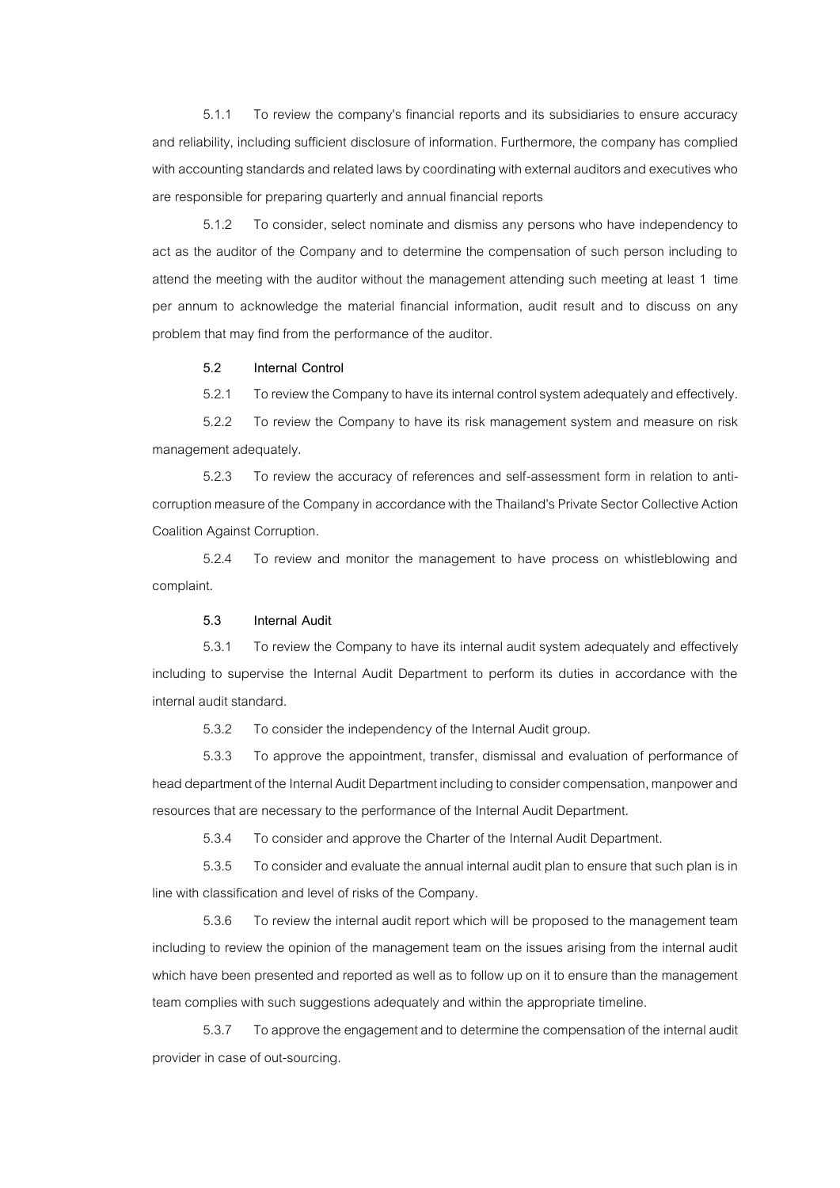5.1.1 To review the company's financial reports and its subsidiaries to ensure accuracy and reliability, including sufficient disclosure of information. Furthermore, the company has complied with accounting standards and related laws by coordinating with external auditors and executives who are responsible for preparing quarterly and annual financial reports

5.1.2 To consider, select nominate and dismiss any persons who have independency to act as the auditor of the Company and to determine the compensation of such person including to attend the meeting with the auditor without the management attending such meeting at least 1 time per annum to acknowledge the material financial information, audit result and to discuss on any problem that may find from the performance of the auditor.

**5.2 Internal Control**

5.2.1 To review the Company to have its internal control system adequately and effectively.

5.2.2 To review the Company to have its risk management system and measure on risk management adequately.

5.2.3 To review the accuracy of references and self-assessment form in relation to anti-corruption measure of the Company in accordance with the Thailand's Private Sector Collective Action Coalition Against Corruption.

5.2.4 To review and monitor the management to have process on whistleblowing and complaint.

**5.3 Internal Audit**

5.3.1 To review the Company to have its internal audit system adequately and effectively including to supervise the Internal Audit Department to perform its duties in accordance with the internal audit standard.

5.3.2 To consider the independency of the Internal Audit group.

5.3.3 To approve the appointment, transfer, dismissal and evaluation of performance of head department of the Internal Audit Department including to consider compensation, manpower and resources that are necessary to the performance of the Internal Audit Department.

5.3.4 To consider and approve the Charter of the Internal Audit Department.

5.3.5 To consider and evaluate the annual internal audit plan to ensure that such plan is in line with classification and level of risks of the Company.

5.3.6 To review the internal audit report which will be proposed to the management team including to review the opinion of the management team on the issues arising from the internal audit which have been presented and reported as well as to follow up on it to ensure than the management team complies with such suggestions adequately and within the appropriate timeline.

5.3.7 To approve the engagement and to determine the compensation of the internal audit provider in case of out-sourcing.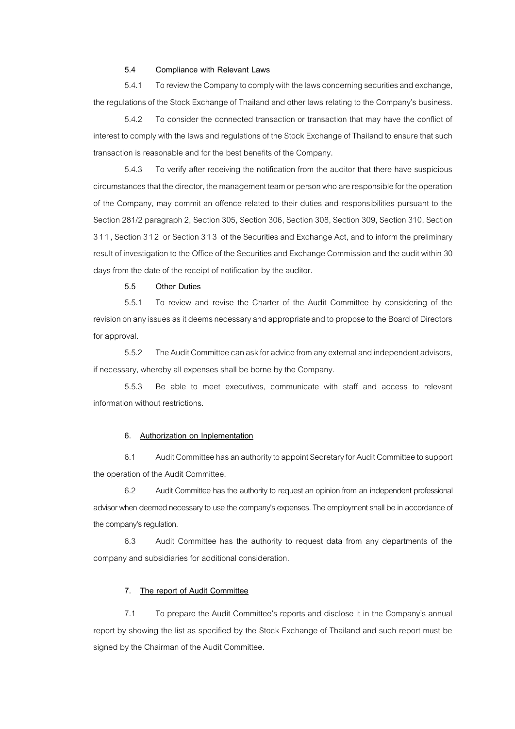**5.4 Compliance with Relevant Laws**

5.4.1 To review the Company to comply with the laws concerning securities and exchange, the regulations of the Stock Exchange of Thailand and other laws relating to the Company's business.

5.4.2 To consider the connected transaction or transaction that may have the conflict of interest to comply with the laws and regulations of the Stock Exchange of Thailand to ensure that such transaction is reasonable and for the best benefits of the Company.

5.4.3 To verify after receiving the notification from the auditor that there have suspicious circumstances that the director, the management team or person who are responsible for the operation of the Company, may commit an offence related to their duties and responsibilities pursuant to the Section 281/2 paragraph 2, Section 305, Section 306, Section 308, Section 309, Section 310, Section 311, Section 312 or Section 313 of the Securities and Exchange Act, and to inform the preliminary result of investigation to the Office of the Securities and Exchange Commission and the audit within 30 days from the date of the receipt of notification by the auditor.

**5.5 Other Duties**

5.5.1 To review and revise the Charter of the Audit Committee by considering of the revision on any issues as it deems necessary and appropriate and to propose to the Board of Directors for approval.

5.5.2 The Audit Committee can ask for advice from any external and independent advisors, if necessary, whereby all expenses shall be borne by the Company.

5.5.3 Be able to meet executives, communicate with staff and access to relevant information without restrictions.

## 6. Authorization on Inplementation

6.1 Audit Committee has an authority to appoint Secretary for Audit Committee to support the operation of the Audit Committee.

6.2 Audit Committee has the authority to request an opinion from an independent professional advisor when deemed necessary to use the company's expenses. The employment shall be in accordance of the company's regulation.

6.3 Audit Committee has the authority to request data from any departments of the company and subsidiaries for additional consideration.

## 7. The report of Audit Committee

7.1 To prepare the Audit Committee's reports and disclose it in the Company's annual report by showing the list as specified by the Stock Exchange of Thailand and such report must be signed by the Chairman of the Audit Committee.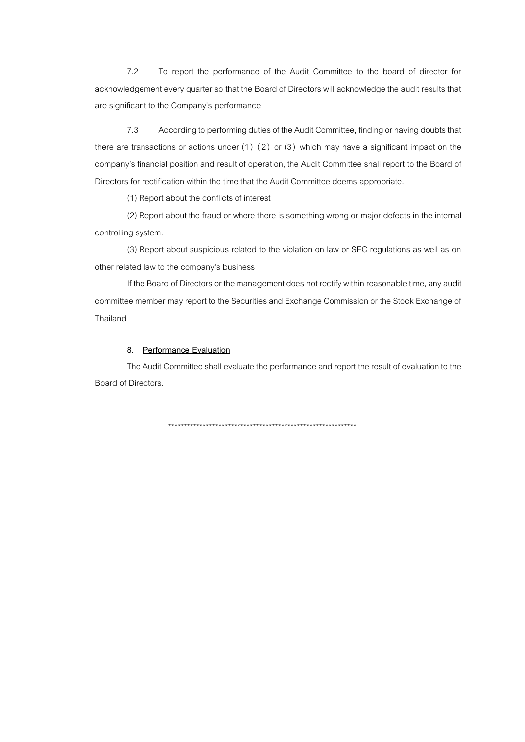7.2 To report the performance of the Audit Committee to the board of director for acknowledgement every quarter so that the Board of Directors will acknowledge the audit results that are significant to the Company's performance

7.3 According to performing duties of the Audit Committee, finding or having doubts that there are transactions or actions under (1) (2) or (3) which may have a significant impact on the company's financial position and result of operation, the Audit Committee shall report to the Board of Directors for rectification within the time that the Audit Committee deems appropriate.

(1) Report about the conflicts of interest

(2) Report about the fraud or where there is something wrong or major defects in the internal controlling system.

(3) Report about suspicious related to the violation on law or SEC regulations as well as on other related law to the company's business

If the Board of Directors or the management does not rectify within reasonable time, any audit committee member may report to the Securities and Exchange Commission or the Stock Exchange of Thailand

**8. Performance Evaluation**

The Audit Committee shall evaluate the performance and report the result of evaluation to the Board of Directors.

************************************************************